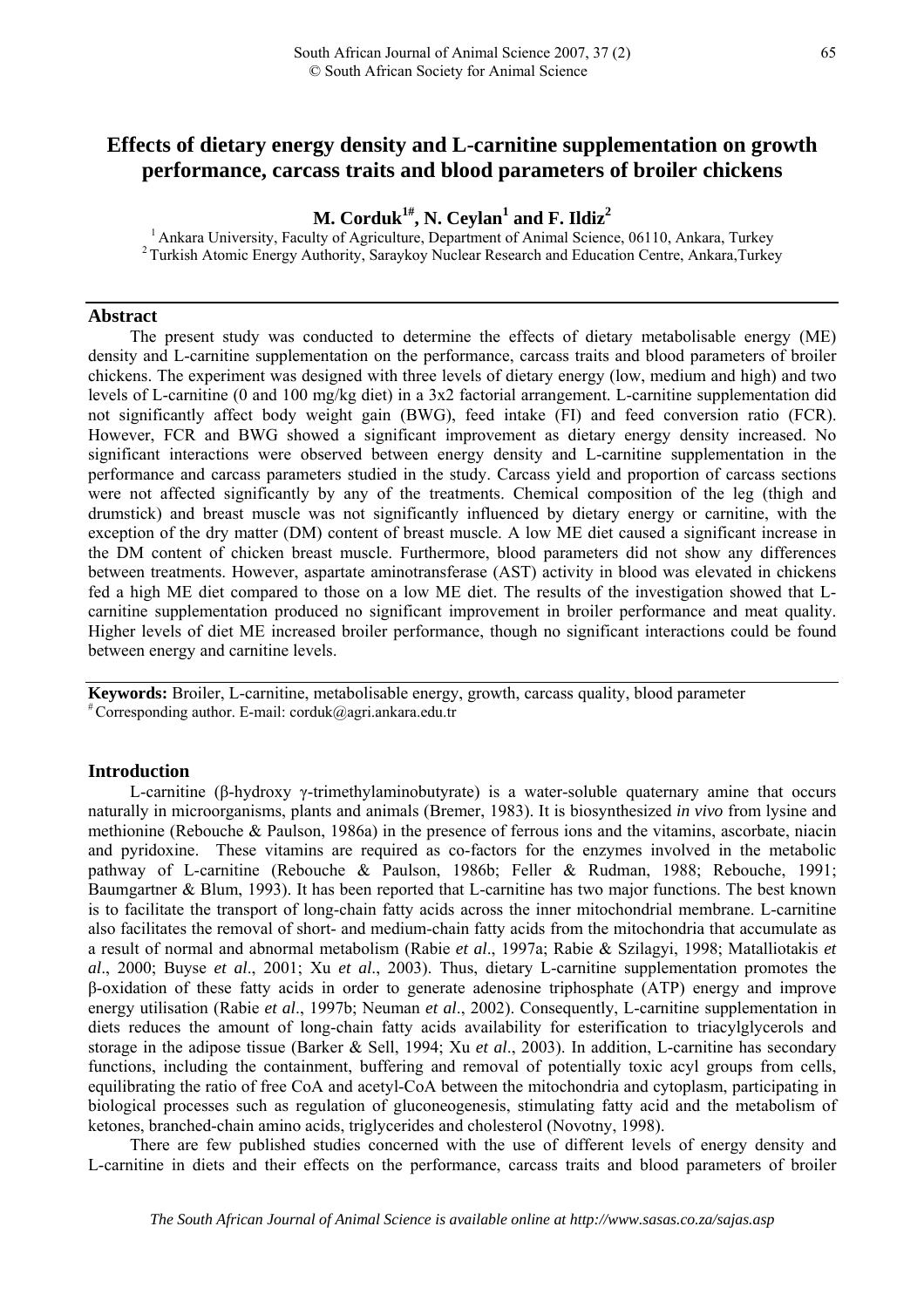# Effects of dietary energy density and L-carnitine supplementation on growth performance, carcass traits and blood parameters of broiler chickens

**M. Corduk[1#], N. Ceylan[1] and F. Ildiz[2]**

[1] Ankara University, Faculty of Agriculture, Department of Animal Science, 06110, Ankara, Turkey
[2] Turkish Atomic Energy Authority, Saraykoy Nuclear Research and Education Centre, Ankara, Turkey

## Abstract

The present study was conducted to determine the effects of dietary metabolisable energy (ME) density and L-carnitine supplementation on the performance, carcass traits and blood parameters of broiler chickens. The experiment was designed with three levels of dietary energy (low, medium and high) and two levels of L-carnitine (0 and 100 mg/kg diet) in a 3x2 factorial arrangement. L-carnitine supplementation did not significantly affect body weight gain (BWG), feed intake (FI) and feed conversion ratio (FCR). However, FCR and BWG showed a significant improvement as dietary energy density increased. No significant interactions were observed between energy density and L-carnitine supplementation in the performance and carcass parameters studied in the study. Carcass yield and proportion of carcass sections were not affected significantly by any of the treatments. Chemical composition of the leg (thigh and drumstick) and breast muscle was not significantly influenced by dietary energy or carnitine, with the exception of the dry matter (DM) content of breast muscle. A low ME diet caused a significant increase in the DM content of chicken breast muscle. Furthermore, blood parameters did not show any differences between treatments. However, aspartate aminotransferase (AST) activity in blood was elevated in chickens fed a high ME diet compared to those on a low ME diet. The results of the investigation showed that L-carnitine supplementation produced no significant improvement in broiler performance and meat quality. Higher levels of diet ME increased broiler performance, though no significant interactions could be found between energy and carnitine levels.

**Keywords:** Broiler, L-carnitine, metabolisable energy, growth, carcass quality, blood parameter

[#] Corresponding author. E-mail: corduk@agri.ankara.edu.tr

## Introduction

L-carnitine (β-hydroxy γ-trimethylaminobutyrate) is a water-soluble quaternary amine that occurs naturally in microorganisms, plants and animals (Bremer, 1983). It is biosynthesized *in vivo* from lysine and methionine (Rebouche & Paulson, 1986a) in the presence of ferrous ions and the vitamins, ascorbate, niacin and pyridoxine. These vitamins are required as co-factors for the enzymes involved in the metabolic pathway of L-carnitine (Rebouche & Paulson, 1986b; Feller & Rudman, 1988; Rebouche, 1991; Baumgartner & Blum, 1993). It has been reported that L-carnitine has two major functions. The best known is to facilitate the transport of long-chain fatty acids across the inner mitochondrial membrane. L-carnitine also facilitates the removal of short- and medium-chain fatty acids from the mitochondria that accumulate as a result of normal and abnormal metabolism (Rabie *et al*., 1997a; Rabie & Szilagyi, 1998; Matalliotakis *et al*., 2000; Buyse *et al*., 2001; Xu *et al*., 2003). Thus, dietary L-carnitine supplementation promotes the β-oxidation of these fatty acids in order to generate adenosine triphosphate (ATP) energy and improve energy utilisation (Rabie *et al*., 1997b; Neuman *et al*., 2002). Consequently, L-carnitine supplementation in diets reduces the amount of long-chain fatty acids availability for esterification to triacylglycerols and storage in the adipose tissue (Barker & Sell, 1994; Xu *et al*., 2003). In addition, L-carnitine has secondary functions, including the containment, buffering and removal of potentially toxic acyl groups from cells, equilibrating the ratio of free CoA and acetyl-CoA between the mitochondria and cytoplasm, participating in biological processes such as regulation of gluconeogenesis, stimulating fatty acid and the metabolism of ketones, branched-chain amino acids, triglycerides and cholesterol (Novotny, 1998).

There are few published studies concerned with the use of different levels of energy density and L-carnitine in diets and their effects on the performance, carcass traits and blood parameters of broiler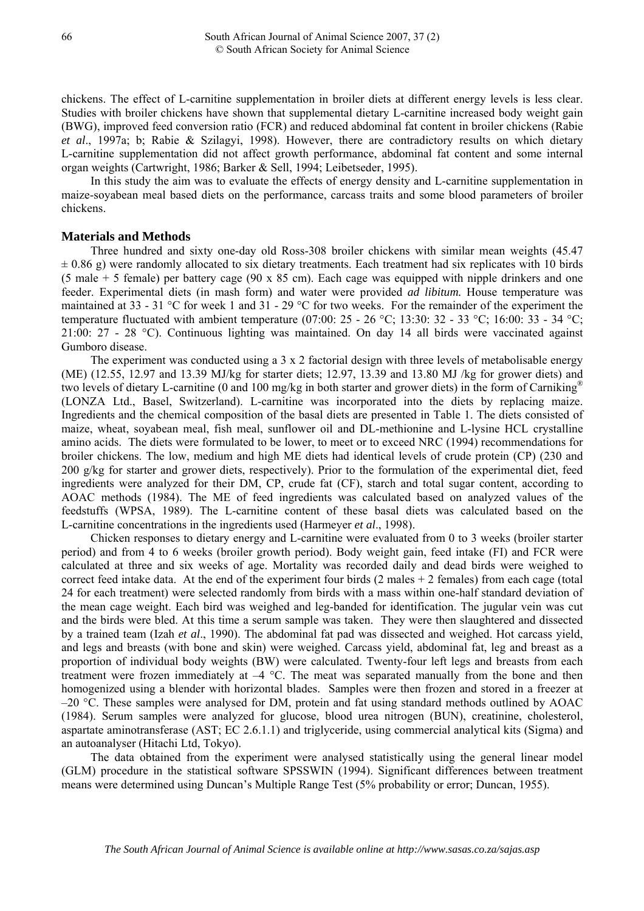chickens. The effect of L-carnitine supplementation in broiler diets at different energy levels is less clear. Studies with broiler chickens have shown that supplemental dietary L-carnitine increased body weight gain (BWG), improved feed conversion ratio (FCR) and reduced abdominal fat content in broiler chickens (Rabie *et al*., 1997a; b; Rabie & Szilagyi, 1998). However, there are contradictory results on which dietary L-carnitine supplementation did not affect growth performance, abdominal fat content and some internal organ weights (Cartwright, 1986; Barker & Sell, 1994; Leibetseder, 1995).

In this study the aim was to evaluate the effects of energy density and L-carnitine supplementation in maize-soyabean meal based diets on the performance, carcass traits and some blood parameters of broiler chickens.

## Materials and Methods

Three hundred and sixty one-day old Ross-308 broiler chickens with similar mean weights (45.47 ± 0.86 g) were randomly allocated to six dietary treatments. Each treatment had six replicates with 10 birds (5 male + 5 female) per battery cage (90 x 85 cm). Each cage was equipped with nipple drinkers and one feeder. Experimental diets (in mash form) and water were provided *ad libitum.* House temperature was maintained at 33 - 31 °C for week 1 and 31 - 29 °C for two weeks. For the remainder of the experiment the temperature fluctuated with ambient temperature (07:00: 25 - 26 °C; 13:30: 32 - 33 °C; 16:00: 33 - 34 °C; 21:00: 27 - 28 °C). Continuous lighting was maintained. On day 14 all birds were vaccinated against Gumboro disease.

The experiment was conducted using a 3 x 2 factorial design with three levels of metabolisable energy (ME) (12.55, 12.97 and 13.39 MJ/kg for starter diets; 12.97, 13.39 and 13.80 MJ /kg for grower diets) and two levels of dietary L-carnitine (0 and 100 mg/kg in both starter and grower diets) in the form of Carniking® (LONZA Ltd., Basel, Switzerland). L-carnitine was incorporated into the diets by replacing maize. Ingredients and the chemical composition of the basal diets are presented in Table 1. The diets consisted of maize, wheat, soyabean meal, fish meal, sunflower oil and DL-methionine and L-lysine HCL crystalline amino acids. The diets were formulated to be lower, to meet or to exceed NRC (1994) recommendations for broiler chickens. The low, medium and high ME diets had identical levels of crude protein (CP) (230 and 200 g/kg for starter and grower diets, respectively). Prior to the formulation of the experimental diet, feed ingredients were analyzed for their DM, CP, crude fat (CF), starch and total sugar content, according to AOAC methods (1984). The ME of feed ingredients was calculated based on analyzed values of the feedstuffs (WPSA, 1989). The L-carnitine content of these basal diets was calculated based on the L-carnitine concentrations in the ingredients used (Harmeyer *et al*., 1998).

Chicken responses to dietary energy and L-carnitine were evaluated from 0 to 3 weeks (broiler starter period) and from 4 to 6 weeks (broiler growth period). Body weight gain, feed intake (FI) and FCR were calculated at three and six weeks of age. Mortality was recorded daily and dead birds were weighed to correct feed intake data. At the end of the experiment four birds (2 males + 2 females) from each cage (total 24 for each treatment) were selected randomly from birds with a mass within one-half standard deviation of the mean cage weight. Each bird was weighed and leg-banded for identification. The jugular vein was cut and the birds were bled. At this time a serum sample was taken. They were then slaughtered and dissected by a trained team (Izah *et al*., 1990). The abdominal fat pad was dissected and weighed. Hot carcass yield, and legs and breasts (with bone and skin) were weighed. Carcass yield, abdominal fat, leg and breast as a proportion of individual body weights (BW) were calculated. Twenty-four left legs and breasts from each treatment were frozen immediately at –4 °C. The meat was separated manually from the bone and then homogenized using a blender with horizontal blades. Samples were then frozen and stored in a freezer at –20 °C. These samples were analysed for DM, protein and fat using standard methods outlined by AOAC (1984). Serum samples were analyzed for glucose, blood urea nitrogen (BUN), creatinine, cholesterol, aspartate aminotransferase (AST; EC 2.6.1.1) and triglyceride, using commercial analytical kits (Sigma) and an autoanalyser (Hitachi Ltd, Tokyo).

The data obtained from the experiment were analysed statistically using the general linear model (GLM) procedure in the statistical software SPSSWIN (1994). Significant differences between treatment means were determined using Duncan's Multiple Range Test (5% probability or error; Duncan, 1955).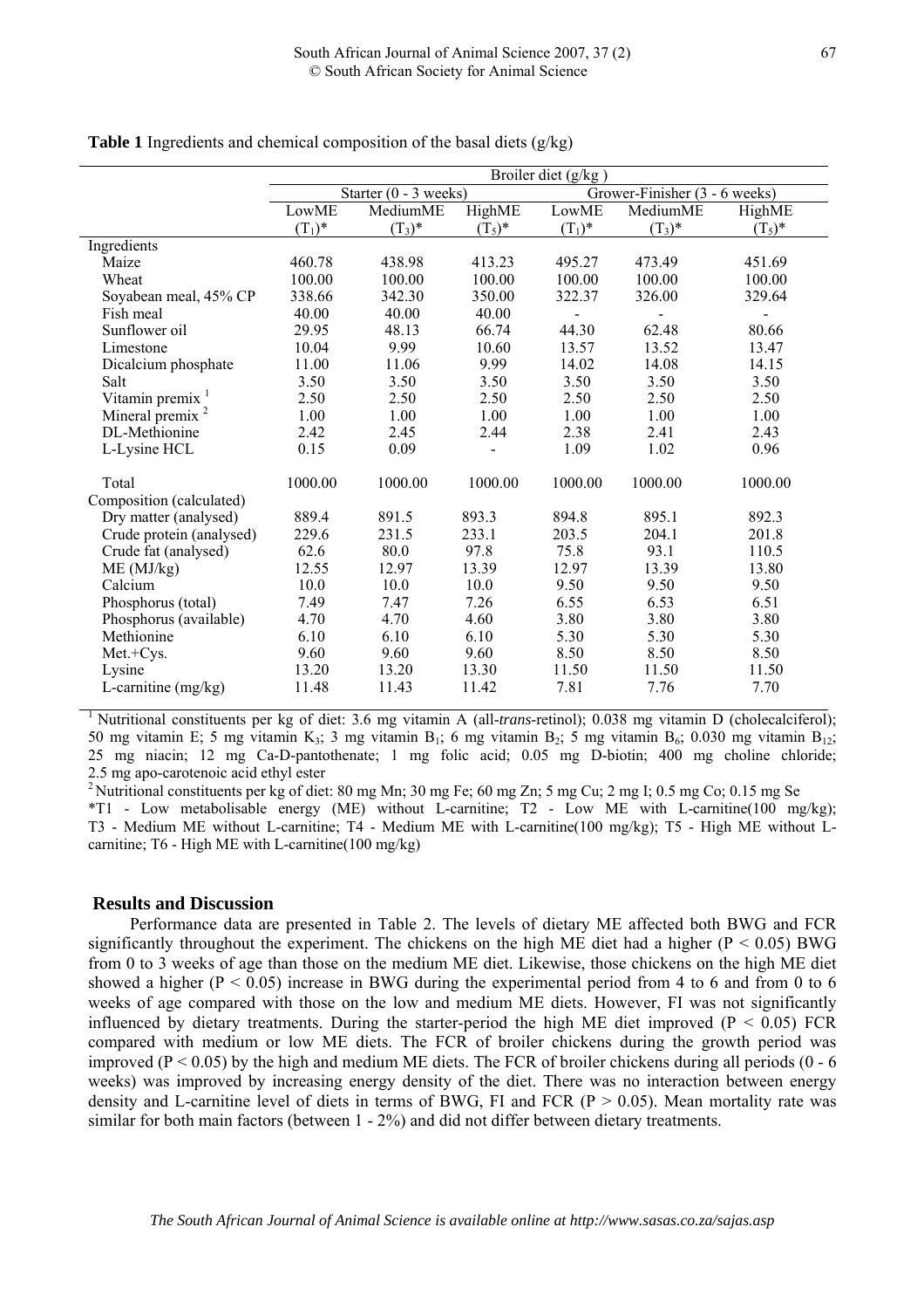**Table 1** Ingredients and chemical composition of the basal diets (g/kg)

| | Broiler diet (g/kg) | | | | | |
|---|---|---|---|---|---|---|
| | Starter (0 - 3 weeks) | | | Grower-Finisher (3 - 6 weeks) | | |
| | LowME $(T_1)$* | MediumME $(T_3)$* | HighME $(T_5)$* | LowME $(T_1)$* | MediumME $(T_3)$* | HighME $(T_5)$* |
| Ingredients | | | | | | |
| Maize | 460.78 | 438.98 | 413.23 | 495.27 | 473.49 | 451.69 |
| Wheat | 100.00 | 100.00 | 100.00 | 100.00 | 100.00 | 100.00 |
| Soyabean meal, 45% CP | 338.66 | 342.30 | 350.00 | 322.37 | 326.00 | 329.64 |
| Fish meal | 40.00 | 40.00 | 40.00 | - | - | - |
| Sunflower oil | 29.95 | 48.13 | 66.74 | 44.30 | 62.48 | 80.66 |
| Limestone | 10.04 | 9.99 | 10.60 | 13.57 | 13.52 | 13.47 |
| Dicalcium phosphate | 11.00 | 11.06 | 9.99 | 14.02 | 14.08 | 14.15 |
| Salt | 3.50 | 3.50 | 3.50 | 3.50 | 3.50 | 3.50 |
| Vitamin premix [1] | 2.50 | 2.50 | 2.50 | 2.50 | 2.50 | 2.50 |
| Mineral premix [2] | 1.00 | 1.00 | 1.00 | 1.00 | 1.00 | 1.00 |
| DL-Methionine | 2.42 | 2.45 | 2.44 | 2.38 | 2.41 | 2.43 |
| L-Lysine HCL | 0.15 | 0.09 | - | 1.09 | 1.02 | 0.96 |
| Total | 1000.00 | 1000.00 | 1000.00 | 1000.00 | 1000.00 | 1000.00 |
| Composition (calculated) | | | | | | |
| Dry matter (analysed) | 889.4 | 891.5 | 893.3 | 894.8 | 895.1 | 892.3 |
| Crude protein (analysed) | 229.6 | 231.5 | 233.1 | 203.5 | 204.1 | 201.8 |
| Crude fat (analysed) | 62.6 | 80.0 | 97.8 | 75.8 | 93.1 | 110.5 |
| ME (MJ/kg) | 12.55 | 12.97 | 13.39 | 12.97 | 13.39 | 13.80 |
| Calcium | 10.0 | 10.0 | 10.0 | 9.50 | 9.50 | 9.50 |
| Phosphorus (total) | 7.49 | 7.47 | 7.26 | 6.55 | 6.53 | 6.51 |
| Phosphorus (available) | 4.70 | 4.70 | 4.60 | 3.80 | 3.80 | 3.80 |
| Methionine | 6.10 | 6.10 | 6.10 | 5.30 | 5.30 | 5.30 |
| Met.+Cys. | 9.60 | 9.60 | 9.60 | 8.50 | 8.50 | 8.50 |
| Lysine | 13.20 | 13.20 | 13.30 | 11.50 | 11.50 | 11.50 |
| L-carnitine (mg/kg) | 11.48 | 11.43 | 11.42 | 7.81 | 7.76 | 7.70 |

[1] Nutritional constituents per kg of diet: 3.6 mg vitamin A (all-*trans*-retinol); 0.038 mg vitamin D (cholecalciferol); 50 mg vitamin E; 5 mg vitamin $K_3$; 3 mg vitamin $B_1$; 6 mg vitamin $B_2$; 5 mg vitamin $B_6$; 0.030 mg vitamin $B_{12}$; 25 mg niacin; 12 mg Ca-D-pantothenate; 1 mg folic acid; 0.05 mg D-biotin; 400 mg choline chloride; 2.5 mg apo-carotenoic acid ethyl ester

[2] Nutritional constituents per kg of diet: 80 mg Mn; 30 mg Fe; 60 mg Zn; 5 mg Cu; 2 mg I; 0.5 mg Co; 0.15 mg Se

*T1 - Low metabolisable energy (ME) without L-carnitine; T2 - Low ME with L-carnitine(100 mg/kg); T3 - Medium ME without L-carnitine; T4 - Medium ME with L-carnitine(100 mg/kg); T5 - High ME without L-carnitine; T6 - High ME with L-carnitine(100 mg/kg)

## Results and Discussion

Performance data are presented in Table 2. The levels of dietary ME affected both BWG and FCR significantly throughout the experiment. The chickens on the high ME diet had a higher ($P < 0.05$) BWG from 0 to 3 weeks of age than those on the medium ME diet. Likewise, those chickens on the high ME diet showed a higher ($P < 0.05$) increase in BWG during the experimental period from 4 to 6 and from 0 to 6 weeks of age compared with those on the low and medium ME diets. However, FI was not significantly influenced by dietary treatments. During the starter-period the high ME diet improved ($P < 0.05$) FCR compared with medium or low ME diets. The FCR of broiler chickens during the growth period was improved ($P < 0.05$) by the high and medium ME diets. The FCR of broiler chickens during all periods (0 - 6 weeks) was improved by increasing energy density of the diet. There was no interaction between energy density and L-carnitine level of diets in terms of BWG, FI and FCR ($P > 0.05$). Mean mortality rate was similar for both main factors (between 1 - 2%) and did not differ between dietary treatments.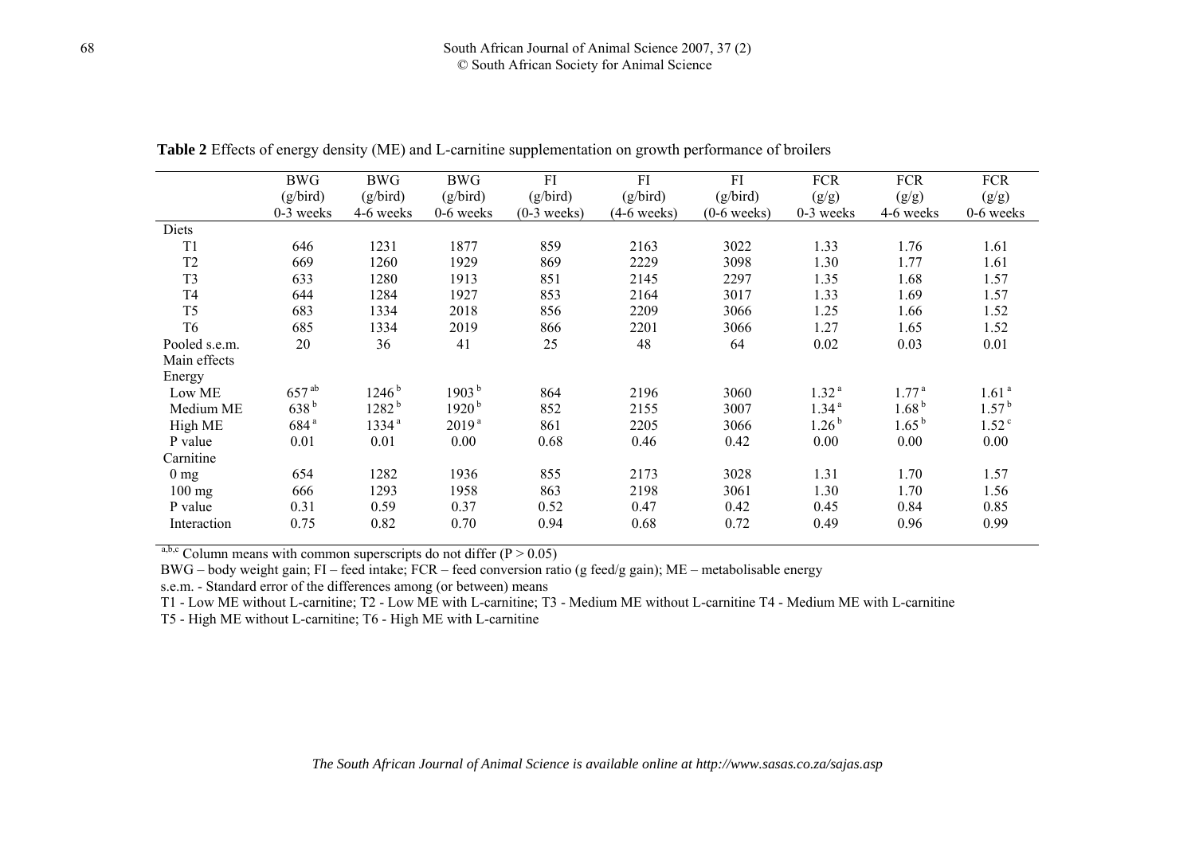**Table 2** Effects of energy density (ME) and L-carnitine supplementation on growth performance of broilers

| | BWG (g/bird) 0-3 weeks | BWG (g/bird) 4-6 weeks | BWG (g/bird) 0-6 weeks | FI (g/bird) (0-3 weeks) | FI (g/bird) (4-6 weeks) | FI (g/bird) (0-6 weeks) | FCR (g/g) 0-3 weeks | FCR (g/g) 4-6 weeks | FCR (g/g) 0-6 weeks |
|---|---|---|---|---|---|---|---|---|---|
| Diets | | | | | | | | | |
| T1 | 646 | 1231 | 1877 | 859 | 2163 | 3022 | 1.33 | 1.76 | 1.61 |
| T2 | 669 | 1260 | 1929 | 869 | 2229 | 3098 | 1.30 | 1.77 | 1.61 |
| T3 | 633 | 1280 | 1913 | 851 | 2145 | 2297 | 1.35 | 1.68 | 1.57 |
| T4 | 644 | 1284 | 1927 | 853 | 2164 | 3017 | 1.33 | 1.69 | 1.57 |
| T5 | 683 | 1334 | 2018 | 856 | 2209 | 3066 | 1.25 | 1.66 | 1.52 |
| T6 | 685 | 1334 | 2019 | 866 | 2201 | 3066 | 1.27 | 1.65 | 1.52 |
| Pooled s.e.m. | 20 | 36 | 41 | 25 | 48 | 64 | 0.02 | 0.03 | 0.01 |
| Main effects | | | | | | | | | |
| Energy | | | | | | | | | |
| Low ME | 657 [ab] | 1246 [b] | 1903 [b] | 864 | 2196 | 3060 | 1.32 [a] | 1.77 [a] | 1.61 [a] |
| Medium ME | 638 [b] | 1282 [b] | 1920 [b] | 852 | 2155 | 3007 | 1.34 [a] | 1.68 [b] | 1.57 [b] |
| High ME | 684 [a] | 1334 [a] | 2019 [a] | 861 | 2205 | 3066 | 1.26 [b] | 1.65 [b] | 1.52 [c] |
| P value | 0.01 | 0.01 | 0.00 | 0.68 | 0.46 | 0.42 | 0.00 | 0.00 | 0.00 |
| Carnitine | | | | | | | | | |
| 0 mg | 654 | 1282 | 1936 | 855 | 2173 | 3028 | 1.31 | 1.70 | 1.57 |
| 100 mg | 666 | 1293 | 1958 | 863 | 2198 | 3061 | 1.30 | 1.70 | 1.56 |
| P value | 0.31 | 0.59 | 0.37 | 0.52 | 0.47 | 0.42 | 0.45 | 0.84 | 0.85 |
| Interaction | 0.75 | 0.82 | 0.70 | 0.94 | 0.68 | 0.72 | 0.49 | 0.96 | 0.99 |

[a,b,c] Column means with common superscripts do not differ ($P > 0.05$)

BWG – body weight gain; FI – feed intake; FCR – feed conversion ratio (g feed/g gain); ME – metabolisable energy

s.e.m. - Standard error of the differences among (or between) means

T1 - Low ME without L-carnitine; T2 - Low ME with L-carnitine; T3 - Medium ME without L-carnitine T4 - Medium ME with L-carnitine

T5 - High ME without L-carnitine; T6 - High ME with L-carnitine

*The South African Journal of Animal Science is available online at http://www.sasas.co.za/sajas.asp*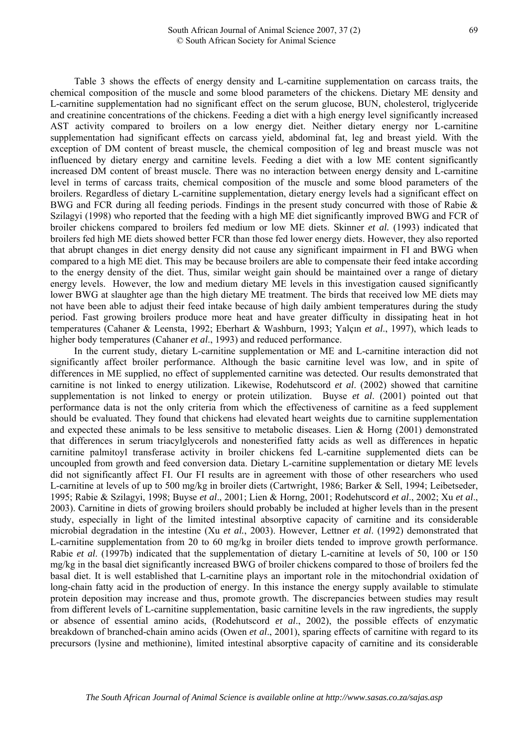Table 3 shows the effects of energy density and L-carnitine supplementation on carcass traits, the chemical composition of the muscle and some blood parameters of the chickens. Dietary ME density and L-carnitine supplementation had no significant effect on the serum glucose, BUN, cholesterol, triglyceride and creatinine concentrations of the chickens. Feeding a diet with a high energy level significantly increased AST activity compared to broilers on a low energy diet. Neither dietary energy nor L-carnitine supplementation had significant effects on carcass yield, abdominal fat, leg and breast yield. With the exception of DM content of breast muscle, the chemical composition of leg and breast muscle was not influenced by dietary energy and carnitine levels. Feeding a diet with a low ME content significantly increased DM content of breast muscle. There was no interaction between energy density and L-carnitine level in terms of carcass traits, chemical composition of the muscle and some blood parameters of the broilers. Regardless of dietary L-carnitine supplementation, dietary energy levels had a significant effect on BWG and FCR during all feeding periods. Findings in the present study concurred with those of Rabie & Szilagyi (1998) who reported that the feeding with a high ME diet significantly improved BWG and FCR of broiler chickens compared to broilers fed medium or low ME diets. Skinner *et al.* (1993) indicated that broilers fed high ME diets showed better FCR than those fed lower energy diets. However, they also reported that abrupt changes in diet energy density did not cause any significant impairment in FI and BWG when compared to a high ME diet. This may be because broilers are able to compensate their feed intake according to the energy density of the diet. Thus, similar weight gain should be maintained over a range of dietary energy levels. However, the low and medium dietary ME levels in this investigation caused significantly lower BWG at slaughter age than the high dietary ME treatment. The birds that received low ME diets may not have been able to adjust their feed intake because of high daily ambient temperatures during the study period. Fast growing broilers produce more heat and have greater difficulty in dissipating heat in hot temperatures (Cahaner & Leensta, 1992; Eberhart & Washburn, 1993; Yalçın *et al*., 1997), which leads to higher body temperatures (Cahaner *et al*., 1993) and reduced performance.

In the current study, dietary L-carnitine supplementation or ME and L-carnitine interaction did not significantly affect broiler performance. Although the basic carnitine level was low, and in spite of differences in ME supplied, no effect of supplemented carnitine was detected. Our results demonstrated that carnitine is not linked to energy utilization. Likewise, Rodehutscord *et al*. (2002) showed that carnitine supplementation is not linked to energy or protein utilization. Buyse *et al*. (2001) pointed out that performance data is not the only criteria from which the effectiveness of carnitine as a feed supplement should be evaluated. They found that chickens had elevated heart weights due to carnitine supplementation and expected these animals to be less sensitive to metabolic diseases. Lien & Horng (2001) demonstrated that differences in serum triacylglycerols and nonesterified fatty acids as well as differences in hepatic carnitine palmitoyl transferase activity in broiler chickens fed L-carnitine supplemented diets can be uncoupled from growth and feed conversion data. Dietary L-carnitine supplementation or dietary ME levels did not significantly affect FI. Our FI results are in agreement with those of other researchers who used L-carnitine at levels of up to 500 mg/kg in broiler diets (Cartwright, 1986; Barker & Sell, 1994; Leibetseder, 1995; Rabie & Szilagyi, 1998; Buyse *et al*., 2001; Lien & Horng, 2001; Rodehutscord *et al*., 2002; Xu *et al*., 2003). Carnitine in diets of growing broilers should probably be included at higher levels than in the present study, especially in light of the limited intestinal absorptive capacity of carnitine and its considerable microbial degradation in the intestine (Xu *et al.*, 2003). However, Lettner *et al*. (1992) demonstrated that L-carnitine supplementation from 20 to 60 mg/kg in broiler diets tended to improve growth performance. Rabie *et al*. (1997b) indicated that the supplementation of dietary L-carnitine at levels of 50, 100 or 150 mg/kg in the basal diet significantly increased BWG of broiler chickens compared to those of broilers fed the basal diet. It is well established that L-carnitine plays an important role in the mitochondrial oxidation of long-chain fatty acid in the production of energy. In this instance the energy supply available to stimulate protein deposition may increase and thus, promote growth. The discrepancies between studies may result from different levels of L-carnitine supplementation, basic carnitine levels in the raw ingredients, the supply or absence of essential amino acids, (Rodehutscord *et al*., 2002), the possible effects of enzymatic breakdown of branched-chain amino acids (Owen *et al*., 2001), sparing effects of carnitine with regard to its precursors (lysine and methionine), limited intestinal absorptive capacity of carnitine and its considerable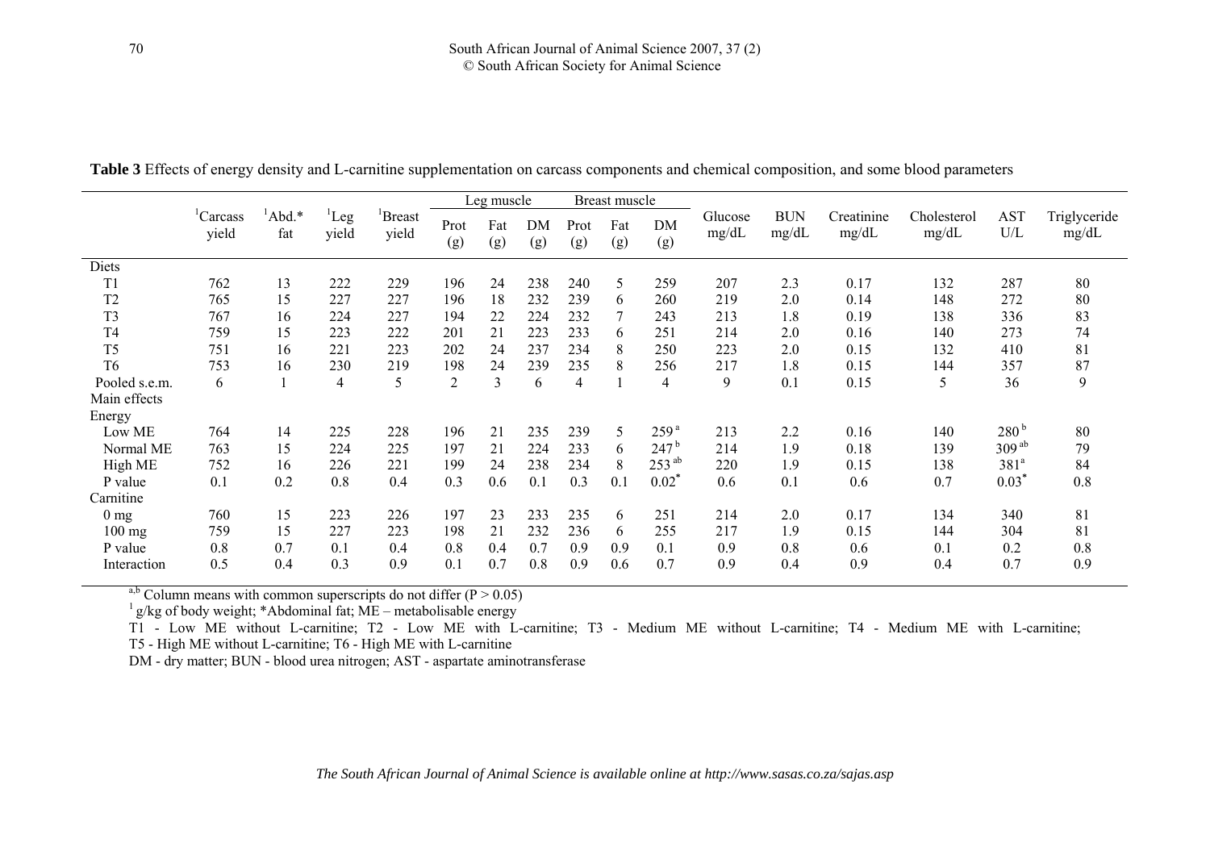**Table 3** Effects of energy density and L-carnitine supplementation on carcass components and chemical composition, and some blood parameters

| | [1]Carcass yield | [1]Abd.* fat | [1]Leg yield | [1]Breast yield | Leg muscle | | | Breast muscle | | | Glucose mg/dL | BUN mg/dL | Creatinine mg/dL | Cholesterol mg/dL | AST U/L | Triglyceride mg/dL |
|---|---|---|---|---|---|---|---|---|---|---|---|---|---|---|---|---|
| | | | | | Prot (g) | Fat (g) | DM (g) | Prot (g) | Fat (g) | DM (g) | | | | | | |
| Diets | | | | | | | | | | | | | | | | |
| T1 | 762 | 13 | 222 | 229 | 196 | 24 | 238 | 240 | 5 | 259 | 207 | 2.3 | 0.17 | 132 | 287 | 80 |
| T2 | 765 | 15 | 227 | 227 | 196 | 18 | 232 | 239 | 6 | 260 | 219 | 2.0 | 0.14 | 148 | 272 | 80 |
| T3 | 767 | 16 | 224 | 227 | 194 | 22 | 224 | 232 | 7 | 243 | 213 | 1.8 | 0.19 | 138 | 336 | 83 |
| T4 | 759 | 15 | 223 | 222 | 201 | 21 | 223 | 233 | 6 | 251 | 214 | 2.0 | 0.16 | 140 | 273 | 74 |
| T5 | 751 | 16 | 221 | 223 | 202 | 24 | 237 | 234 | 8 | 250 | 223 | 2.0 | 0.15 | 132 | 410 | 81 |
| T6 | 753 | 16 | 230 | 219 | 198 | 24 | 239 | 235 | 8 | 256 | 217 | 1.8 | 0.15 | 144 | 357 | 87 |
| Pooled s.e.m. | 6 | 1 | 4 | 5 | 2 | 3 | 6 | 4 | 1 | 4 | 9 | 0.1 | 0.15 | 5 | 36 | 9 |
| Main effects | | | | | | | | | | | | | | | | |
| Energy | | | | | | | | | | | | | | | | |
| Low ME | 764 | 14 | 225 | 228 | 196 | 21 | 235 | 239 | 5 | 259[a] | 213 | 2.2 | 0.16 | 140 | 280[b] | 80 |
| Normal ME | 763 | 15 | 224 | 225 | 197 | 21 | 224 | 233 | 6 | 247[b] | 214 | 1.9 | 0.18 | 139 | 309[ab] | 79 |
| High ME | 752 | 16 | 226 | 221 | 199 | 24 | 238 | 234 | 8 | 253[ab] | 220 | 1.9 | 0.15 | 138 | 381[a] | 84 |
| P value | 0.1 | 0.2 | 0.8 | 0.4 | 0.3 | 0.6 | 0.1 | 0.3 | 0.1 | 0.02* | 0.6 | 0.1 | 0.6 | 0.7 | 0.03* | 0.8 |
| Carnitine | | | | | | | | | | | | | | | | |
| 0 mg | 760 | 15 | 223 | 226 | 197 | 23 | 233 | 235 | 6 | 251 | 214 | 2.0 | 0.17 | 134 | 340 | 81 |
| 100 mg | 759 | 15 | 227 | 223 | 198 | 21 | 232 | 236 | 6 | 255 | 217 | 1.9 | 0.15 | 144 | 304 | 81 |
| P value | 0.8 | 0.7 | 0.1 | 0.4 | 0.8 | 0.4 | 0.7 | 0.9 | 0.9 | 0.1 | 0.9 | 0.8 | 0.6 | 0.1 | 0.2 | 0.8 |
| Interaction | 0.5 | 0.4 | 0.3 | 0.9 | 0.1 | 0.7 | 0.8 | 0.9 | 0.6 | 0.7 | 0.9 | 0.4 | 0.9 | 0.4 | 0.7 | 0.9 |

[a,b] Column means with common superscripts do not differ ($P > 0.05$)

[1] g/kg of body weight; *Abdominal fat; ME – metabolisable energy

T1 - Low ME without L-carnitine; T2 - Low ME with L-carnitine; T3 - Medium ME without L-carnitine; T4 - Medium ME with L-carnitine; T5 - High ME without L-carnitine; T6 - High ME with L-carnitine

DM - dry matter; BUN - blood urea nitrogen; AST - aspartate aminotransferase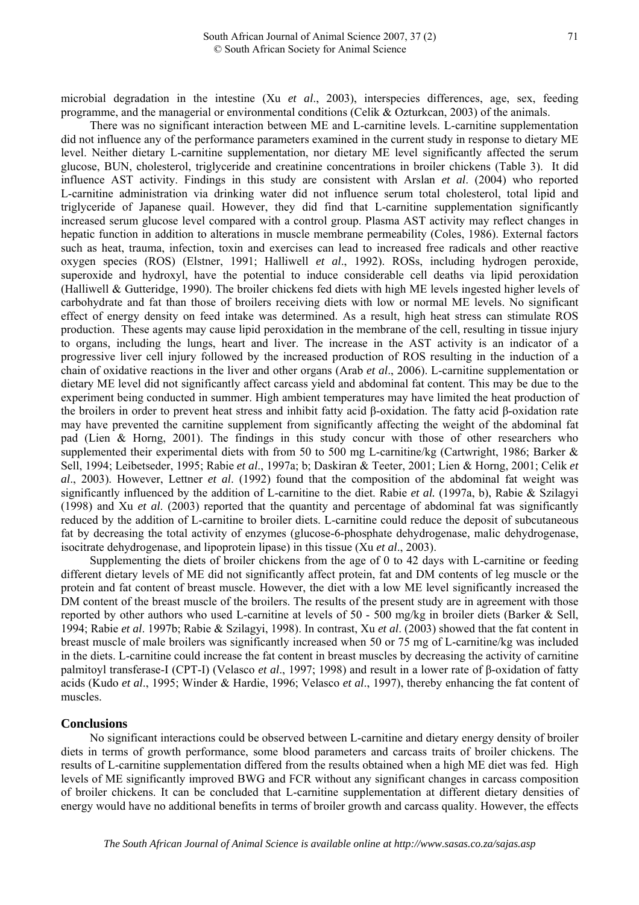microbial degradation in the intestine (Xu *et al*., 2003), interspecies differences, age, sex, feeding programme, and the managerial or environmental conditions (Celik & Ozturkcan, 2003) of the animals.

There was no significant interaction between ME and L-carnitine levels. L-carnitine supplementation did not influence any of the performance parameters examined in the current study in response to dietary ME level. Neither dietary L-carnitine supplementation, nor dietary ME level significantly affected the serum glucose, BUN, cholesterol, triglyceride and creatinine concentrations in broiler chickens (Table 3). It did influence AST activity. Findings in this study are consistent with Arslan *et al*. (2004) who reported L-carnitine administration via drinking water did not influence serum total cholesterol, total lipid and triglyceride of Japanese quail. However, they did find that L-carnitine supplementation significantly increased serum glucose level compared with a control group. Plasma AST activity may reflect changes in hepatic function in addition to alterations in muscle membrane permeability (Coles, 1986). External factors such as heat, trauma, infection, toxin and exercises can lead to increased free radicals and other reactive oxygen species (ROS) (Elstner, 1991; Halliwell *et al*., 1992). ROSs, including hydrogen peroxide, superoxide and hydroxyl, have the potential to induce considerable cell deaths via lipid peroxidation (Halliwell & Gutteridge, 1990). The broiler chickens fed diets with high ME levels ingested higher levels of carbohydrate and fat than those of broilers receiving diets with low or normal ME levels. No significant effect of energy density on feed intake was determined. As a result, high heat stress can stimulate ROS production. These agents may cause lipid peroxidation in the membrane of the cell, resulting in tissue injury to organs, including the lungs, heart and liver. The increase in the AST activity is an indicator of a progressive liver cell injury followed by the increased production of ROS resulting in the induction of a chain of oxidative reactions in the liver and other organs (Arab *et al*., 2006). L-carnitine supplementation or dietary ME level did not significantly affect carcass yield and abdominal fat content. This may be due to the experiment being conducted in summer. High ambient temperatures may have limited the heat production of the broilers in order to prevent heat stress and inhibit fatty acid β-oxidation. The fatty acid β-oxidation rate may have prevented the carnitine supplement from significantly affecting the weight of the abdominal fat pad (Lien & Horng, 2001). The findings in this study concur with those of other researchers who supplemented their experimental diets with from 50 to 500 mg L-carnitine/kg (Cartwright, 1986; Barker & Sell, 1994; Leibetseder, 1995; Rabie *et al*., 1997a; b; Daskiran & Teeter, 2001; Lien & Horng, 2001; Celik *et al*., 2003). However, Lettner *et al*. (1992) found that the composition of the abdominal fat weight was significantly influenced by the addition of L-carnitine to the diet. Rabie *et al.* (1997a, b), Rabie & Szilagyi (1998) and Xu *et al*. (2003) reported that the quantity and percentage of abdominal fat was significantly reduced by the addition of L-carnitine to broiler diets. L-carnitine could reduce the deposit of subcutaneous fat by decreasing the total activity of enzymes (glucose-6-phosphate dehydrogenase, malic dehydrogenase, isocitrate dehydrogenase, and lipoprotein lipase) in this tissue (Xu *et al*., 2003).

Supplementing the diets of broiler chickens from the age of 0 to 42 days with L-carnitine or feeding different dietary levels of ME did not significantly affect protein, fat and DM contents of leg muscle or the protein and fat content of breast muscle. However, the diet with a low ME level significantly increased the DM content of the breast muscle of the broilers. The results of the present study are in agreement with those reported by other authors who used L-carnitine at levels of 50 - 500 mg/kg in broiler diets (Barker & Sell, 1994; Rabie *et al*. 1997b; Rabie & Szilagyi, 1998). In contrast, Xu *et al*. (2003) showed that the fat content in breast muscle of male broilers was significantly increased when 50 or 75 mg of L-carnitine/kg was included in the diets. L-carnitine could increase the fat content in breast muscles by decreasing the activity of carnitine palmitoyl transferase-I (CPT-I) (Velasco *et al*., 1997; 1998) and result in a lower rate of β-oxidation of fatty acids (Kudo *et al*., 1995; Winder & Hardie, 1996; Velasco *et al*., 1997), thereby enhancing the fat content of muscles.

## Conclusions

No significant interactions could be observed between L-carnitine and dietary energy density of broiler diets in terms of growth performance, some blood parameters and carcass traits of broiler chickens. The results of L-carnitine supplementation differed from the results obtained when a high ME diet was fed. High levels of ME significantly improved BWG and FCR without any significant changes in carcass composition of broiler chickens. It can be concluded that L-carnitine supplementation at different dietary densities of energy would have no additional benefits in terms of broiler growth and carcass quality. However, the effects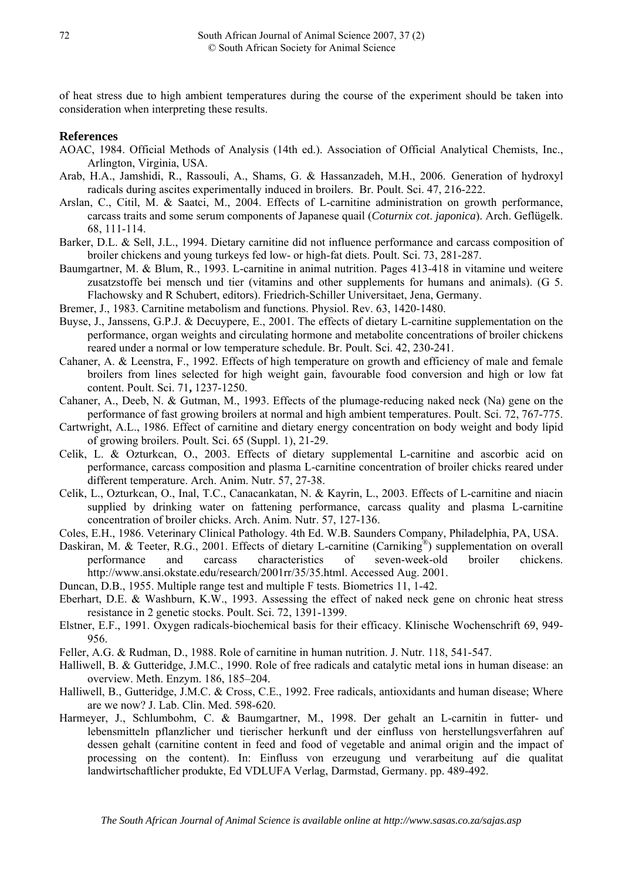of heat stress due to high ambient temperatures during the course of the experiment should be taken into consideration when interpreting these results.

## References

AOAC, 1984. Official Methods of Analysis (14th ed.). Association of Official Analytical Chemists, Inc., Arlington, Virginia, USA.

Arab, H.A., Jamshidi, R., Rassouli, A., Shams, G. & Hassanzadeh, M.H., 2006. Generation of hydroxyl radicals during ascites experimentally induced in broilers. Br. Poult. Sci. 47, 216-222.

Arslan, C., Citil, M. & Saatci, M., 2004. Effects of L-carnitine administration on growth performance, carcass traits and some serum components of Japanese quail (*Coturnix cot. japonica*). Arch. Geflügelk. 68, 111-114.

Barker, D.L. & Sell, J.L., 1994. Dietary carnitine did not influence performance and carcass composition of broiler chickens and young turkeys fed low- or high-fat diets. Poult. Sci. 73, 281-287.

Baumgartner, M. & Blum, R., 1993. L-carnitine in animal nutrition. Pages 413-418 in vitamine und weitere zusatzstoffe bei mensch und tier (vitamins and other supplements for humans and animals). (G 5. Flachowsky and R Schubert, editors). Friedrich-Schiller Universitaet, Jena, Germany.

Bremer, J., 1983. Carnitine metabolism and functions. Physiol. Rev. 63, 1420-1480.

Buyse, J., Janssens, G.P.J. & Decuypere, E., 2001. The effects of dietary L-carnitine supplementation on the performance, organ weights and circulating hormone and metabolite concentrations of broiler chickens reared under a normal or low temperature schedule. Br. Poult. Sci. 42, 230-241.

Cahaner, A. & Leenstra, F., 1992. Effects of high temperature on growth and efficiency of male and female broilers from lines selected for high weight gain, favourable food conversion and high or low fat content. Poult. Sci. 71**,** 1237-1250.

Cahaner, A., Deeb, N. & Gutman, M., 1993. Effects of the plumage-reducing naked neck (Na) gene on the performance of fast growing broilers at normal and high ambient temperatures. Poult. Sci. 72, 767-775.

Cartwright, A.L., 1986. Effect of carnitine and dietary energy concentration on body weight and body lipid of growing broilers. Poult. Sci. 65 (Suppl. 1), 21-29.

Celik, L. & Ozturkcan, O., 2003. Effects of dietary supplemental L-carnitine and ascorbic acid on performance, carcass composition and plasma L-carnitine concentration of broiler chicks reared under different temperature. Arch. Anim. Nutr. 57, 27-38.

Celik, L., Ozturkcan, O., Inal, T.C., Canacankatan, N. & Kayrin, L., 2003. Effects of L-carnitine and niacin supplied by drinking water on fattening performance, carcass quality and plasma L-carnitine concentration of broiler chicks. Arch. Anim. Nutr. 57, 127-136.

Coles, E.H., 1986. Veterinary Clinical Pathology. 4th Ed. W.B. Saunders Company, Philadelphia, PA, USA.

Daskiran, M. & Teeter, R.G., 2001. Effects of dietary L-carnitine (Carniking®) supplementation on overall performance and carcass characteristics of seven-week-old broiler chickens. http://www.ansi.okstate.edu/research/2001rr/35/35.html. Accessed Aug. 2001.

Duncan, D.B., 1955. Multiple range test and multiple F tests. Biometrics 11, 1-42.

Eberhart, D.E. & Washburn, K.W., 1993. Assessing the effect of naked neck gene on chronic heat stress resistance in 2 genetic stocks. Poult. Sci. 72, 1391-1399.

Elstner, E.F., 1991. Oxygen radicals-biochemical basis for their efficacy. Klinische Wochenschrift 69, 949-956.

Feller, A.G. & Rudman, D., 1988. Role of carnitine in human nutrition. J. Nutr. 118, 541-547.

Halliwell, B. & Gutteridge, J.M.C., 1990. Role of free radicals and catalytic metal ions in human disease: an overview. Meth. Enzym. 186, 185–204.

Halliwell, B., Gutteridge, J.M.C. & Cross, C.E., 1992. Free radicals, antioxidants and human disease; Where are we now? J. Lab. Clin. Med. 598-620.

Harmeyer, J., Schlumbohm, C. & Baumgartner, M., 1998. Der gehalt an L-carnitin in futter- und lebensmitteln pflanzlicher und tierischer herkunft und der einfluss von herstellungsverfahren auf dessen gehalt (carnitine content in feed and food of vegetable and animal origin and the impact of processing on the content). In: Einfluss von erzeugung und verarbeitung auf die qualitat landwirtschaftlicher produkte, Ed VDLUFA Verlag, Darmstad, Germany. pp. 489-492.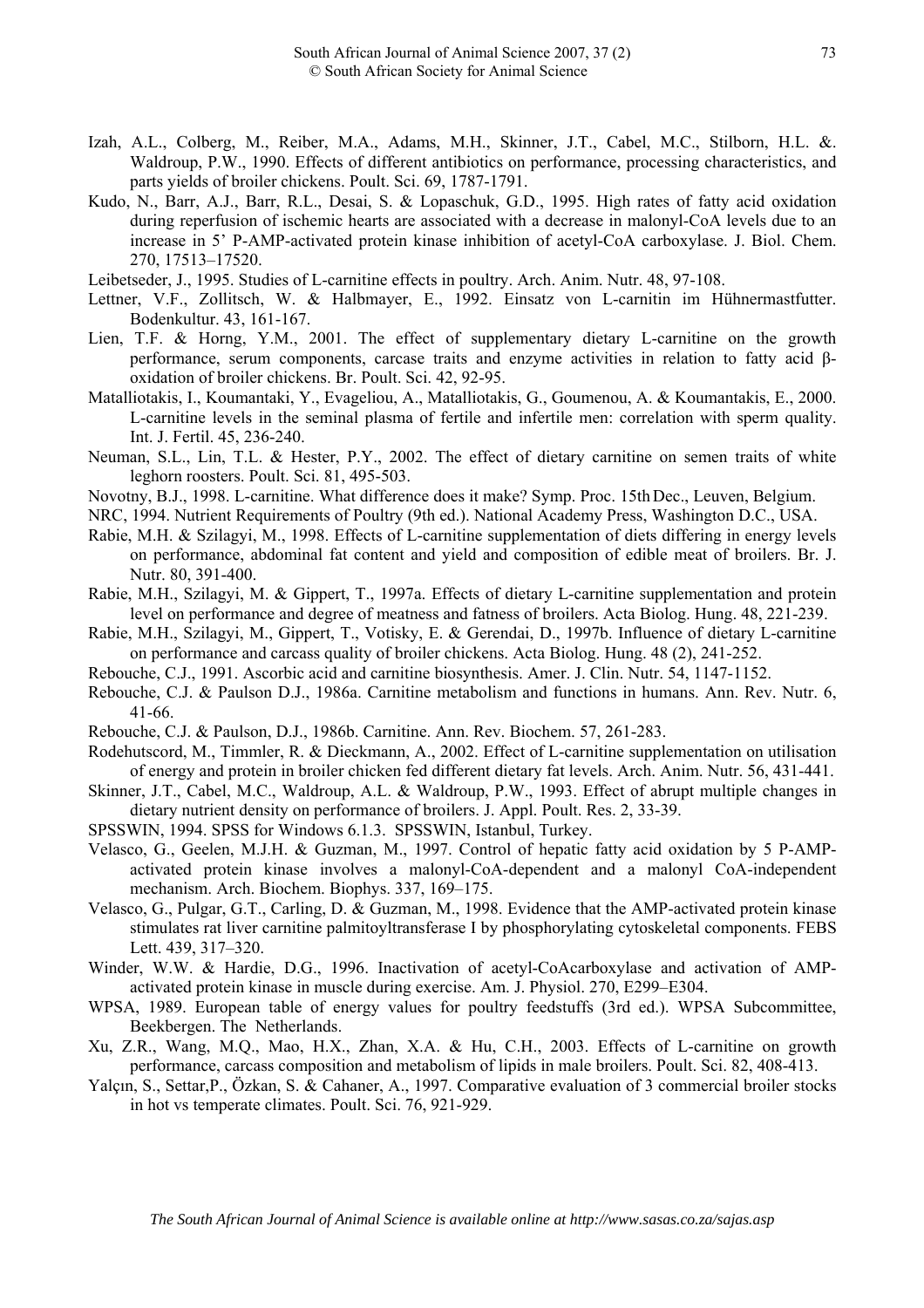Izah, A.L., Colberg, M., Reiber, M.A., Adams, M.H., Skinner, J.T., Cabel, M.C., Stilborn, H.L. &. Waldroup, P.W., 1990. Effects of different antibiotics on performance, processing characteristics, and parts yields of broiler chickens. Poult. Sci. 69, 1787-1791.

Kudo, N., Barr, A.J., Barr, R.L., Desai, S. & Lopaschuk, G.D., 1995. High rates of fatty acid oxidation during reperfusion of ischemic hearts are associated with a decrease in malonyl-CoA levels due to an increase in 5' P-AMP-activated protein kinase inhibition of acetyl-CoA carboxylase. J. Biol. Chem. 270, 17513–17520.

Leibetseder, J., 1995. Studies of L-carnitine effects in poultry. Arch. Anim. Nutr. 48, 97-108.

Lettner, V.F., Zollitsch, W. & Halbmayer, E., 1992. Einsatz von L-carnitin im Hühnermastfutter. Bodenkultur. 43, 161-167.

Lien, T.F. & Horng, Y.M., 2001. The effect of supplementary dietary L-carnitine on the growth performance, serum components, carcase traits and enzyme activities in relation to fatty acid β-oxidation of broiler chickens. Br. Poult. Sci. 42, 92-95.

Matalliotakis, I., Koumantaki, Y., Evageliou, A., Matalliotakis, G., Goumenou, A. & Koumantakis, E., 2000. L-carnitine levels in the seminal plasma of fertile and infertile men: correlation with sperm quality. Int. J. Fertil. 45, 236-240.

Neuman, S.L., Lin, T.L. & Hester, P.Y., 2002. The effect of dietary carnitine on semen traits of white leghorn roosters. Poult. Sci. 81, 495-503.

Novotny, B.J., 1998. L-carnitine. What difference does it make? Symp. Proc. 15th Dec., Leuven, Belgium.

NRC, 1994. Nutrient Requirements of Poultry (9th ed.). National Academy Press, Washington D.C., USA.

Rabie, M.H. & Szilagyi, M., 1998. Effects of L-carnitine supplementation of diets differing in energy levels on performance, abdominal fat content and yield and composition of edible meat of broilers. Br. J. Nutr. 80, 391-400.

Rabie, M.H., Szilagyi, M. & Gippert, T., 1997a. Effects of dietary L-carnitine supplementation and protein level on performance and degree of meatness and fatness of broilers. Acta Biolog. Hung. 48, 221-239.

Rabie, M.H., Szilagyi, M., Gippert, T., Votisky, E. & Gerendai, D., 1997b. Influence of dietary L-carnitine on performance and carcass quality of broiler chickens. Acta Biolog. Hung. 48 (2), 241-252.

Rebouche, C.J., 1991. Ascorbic acid and carnitine biosynthesis. Amer. J. Clin. Nutr. 54, 1147-1152.

Rebouche, C.J. & Paulson D.J., 1986a. Carnitine metabolism and functions in humans. Ann. Rev. Nutr. 6, 41-66.

Rebouche, C.J. & Paulson, D.J., 1986b. Carnitine. Ann. Rev. Biochem. 57, 261-283.

Rodehutscord, M., Timmler, R. & Dieckmann, A., 2002. Effect of L-carnitine supplementation on utilisation of energy and protein in broiler chicken fed different dietary fat levels. Arch. Anim. Nutr. 56, 431-441.

Skinner, J.T., Cabel, M.C., Waldroup, A.L. & Waldroup, P.W., 1993. Effect of abrupt multiple changes in dietary nutrient density on performance of broilers. J. Appl. Poult. Res. 2, 33-39.

SPSSWIN, 1994. SPSS for Windows 6.1.3. SPSSWIN, Istanbul, Turkey.

Velasco, G., Geelen, M.J.H. & Guzman, M., 1997. Control of hepatic fatty acid oxidation by 5 P-AMP-activated protein kinase involves a malonyl-CoA-dependent and a malonyl CoA-independent mechanism. Arch. Biochem. Biophys. 337, 169–175.

Velasco, G., Pulgar, G.T., Carling, D. & Guzman, M., 1998. Evidence that the AMP-activated protein kinase stimulates rat liver carnitine palmitoyltransferase I by phosphorylating cytoskeletal components. FEBS Lett. 439, 317–320.

Winder, W.W. & Hardie, D.G., 1996. Inactivation of acetyl-CoAcarboxylase and activation of AMP-activated protein kinase in muscle during exercise. Am. J. Physiol. 270, E299–E304.

WPSA, 1989. European table of energy values for poultry feedstuffs (3rd ed.). WPSA Subcommittee, Beekbergen. The Netherlands.

Xu, Z.R., Wang, M.Q., Mao, H.X., Zhan, X.A. & Hu, C.H., 2003. Effects of L-carnitine on growth performance, carcass composition and metabolism of lipids in male broilers. Poult. Sci. 82, 408-413.

Yalçın, S., Settar,P., Özkan, S. & Cahaner, A., 1997. Comparative evaluation of 3 commercial broiler stocks in hot vs temperate climates. Poult. Sci. 76, 921-929.